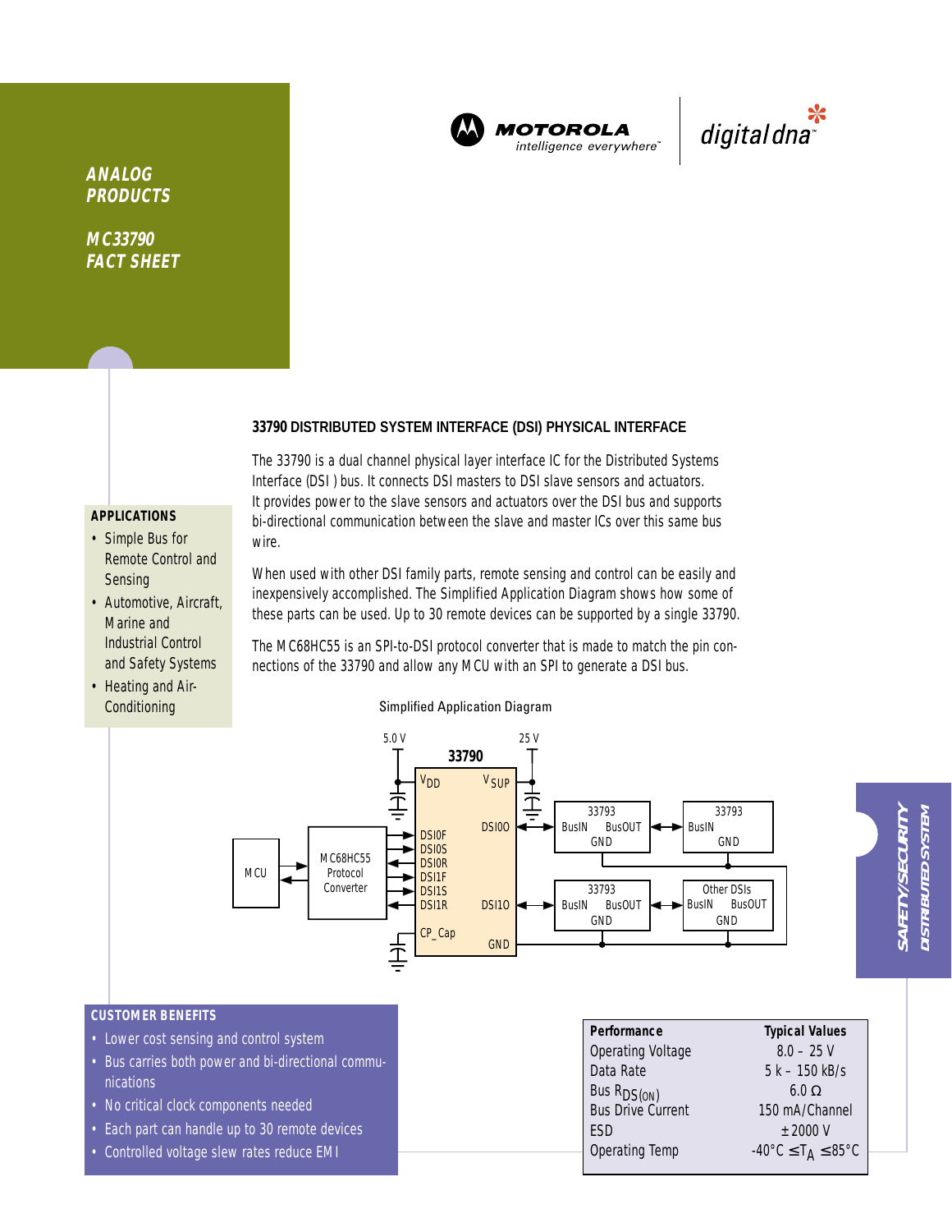ANALOG PRODUCTS

MC33790 FACT SHEET

MOTOROLA intelligence everywhere™ | digital dna™

## 33790 DISTRIBUTED SYSTEM INTERFACE (DSI) PHYSICAL INTERFACE

The 33790 is a dual channel physical layer interface IC for the Distributed Systems Interface (DSI ) bus. It connects DSI masters to DSI slave sensors and actuators. It provides power to the slave sensors and actuators over the DSI bus and supports bi-directional communication between the slave and master ICs over this same bus wire.

When used with other DSI family parts, remote sensing and control can be easily and inexpensively accomplished. The Simplified Application Diagram shows how some of these parts can be used. Up to 30 remote devices can be supported by a single 33790.

The MC68HC55 is an SPI-to-DSI protocol converter that is made to match the pin connections of the 33790 and allow any MCU with an SPI to generate a DSI bus.

### APPLICATIONS

- Simple Bus for Remote Control and Sensing
- Automotive, Aircraft, Marine and Industrial Control and Safety Systems
- Heating and Air-Conditioning

Simplified Application Diagram

### CUSTOMER BENEFITS

- Lower cost sensing and control system
- Bus carries both power and bi-directional communications
- No critical clock components needed
- Each part can handle up to 30 remote devices
- Controlled voltage slew rates reduce EMI

| Performance | Typical Values |
|---|---|
| Operating Voltage | 8.0 – 25 V |
| Data Rate | 5 k – 150 kB/s |
| Bus $R_{DS(ON)}$ | 6.0 Ω |
| Bus Drive Current | 150 mA/Channel |
| ESD | ±2000 V |
| Operating Temp | $-40°C \leq T_A \leq 85°C$ |

SAFETY/SECURITY DISTRIBUTED SYSTEM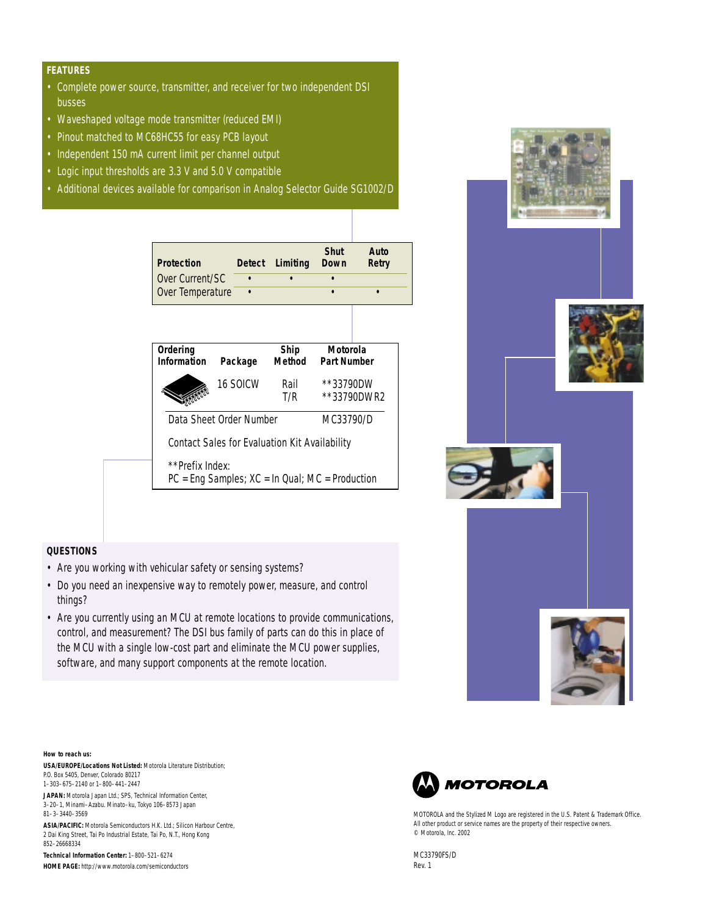## FEATURES

- Complete power source, transmitter, and receiver for two independent DSI busses
- Waveshaped voltage mode transmitter (reduced EMI)
- Pinout matched to MC68HC55 for easy PCB layout
- Independent 150 mA current limit per channel output
- Logic input thresholds are 3.3 V and 5.0 V compatible
- Additional devices available for comparison in Analog Selector Guide SG1002/D

| Protection | Detect | Limiting | Shut Down | Auto Retry |
|---|---|---|---|---|
| Over Current/SC | • | • | • | |
| Over Temperature | • | | • | • |

| Ordering Information | Package | Ship Method | Motorola Part Number |
|---|---|---|---|
| | 16 SOICW | Rail | **33790DW |
| | | T/R | **33790DWR2 |
| Data Sheet Order Number | | | MC33790/D |
| Contact Sales for Evaluation Kit Availability | | | |
| **Prefix Index: PC = Eng Samples; XC = In Qual; MC = Production | | | |

## QUESTIONS

- Are you working with vehicular safety or sensing systems?
- Do you need an inexpensive way to remotely power, measure, and control things?
- Are you currently using an MCU at remote locations to provide communications, control, and measurement? The DSI bus family of parts can do this in place of the MCU with a single low-cost part and eliminate the MCU power supplies, software, and many support components at the remote location.

**How to reach us:**

**USA/EUROPE/Locations Not Listed:** Motorola Literature Distribution; P.O. Box 5405, Denver, Colorado 80217
1–303–675–2140 or 1–800–441–2447

**JAPAN:** Motorola Japan Ltd.; SPS, Technical Information Center, 3–20–1, Minami–Azabu. Minato–ku, Tokyo 106–8573 Japan
81–3–3440–3569

**ASIA/PACIFIC:** Motorola Semiconductors H.K. Ltd.; Silicon Harbour Centre, 2 Dai King Street, Tai Po Industrial Estate, Tai Po, N.T., Hong Kong
852–26668334

**Technical Information Center:** 1–800–521–6274

**HOME PAGE:** http://www.motorola.com/semiconductors

**MOTOROLA**

MOTOROLA and the Stylized M Logo are registered in the U.S. Patent & Trademark Office. All other product or service names are the property of their respective owners.
© Motorola, Inc. 2002

MC33790FS/D
Rev. 1